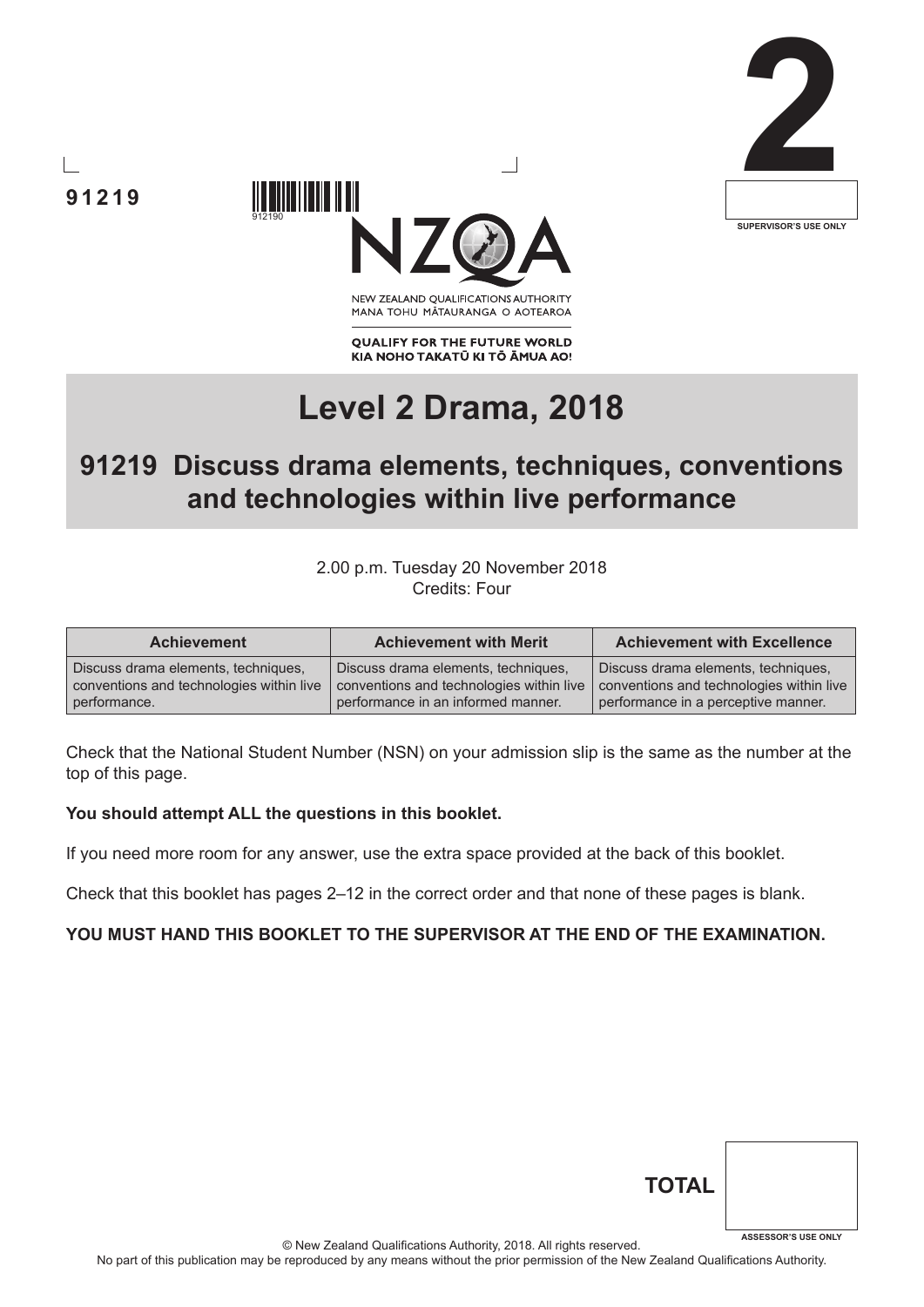91219

912190

**2**

SUPERVISOR'S USE ONLY

NEW ZEALAND QUALIFICATIONS AUTHORITY
MANA TOHU MĀTAURANGA O AOTEAROA

**QUALIFY FOR THE FUTURE WORLD**
**KIA NOHO TAKATŪ KI TŌ ĀMUA AO!**

# Level 2 Drama, 2018

## 91219 Discuss drama elements, techniques, conventions and technologies within live performance

2.00 p.m. Tuesday 20 November 2018
Credits: Four

| Achievement | Achievement with Merit | Achievement with Excellence |
| --- | --- | --- |
| Discuss drama elements, techniques, conventions and technologies within live performance. | Discuss drama elements, techniques, conventions and technologies within live performance in an informed manner. | Discuss drama elements, techniques, conventions and technologies within live performance in a perceptive manner. |

Check that the National Student Number (NSN) on your admission slip is the same as the number at the top of this page.

**You should attempt ALL the questions in this booklet.**

If you need more room for any answer, use the extra space provided at the back of this booklet.

Check that this booklet has pages 2–12 in the correct order and that none of these pages is blank.

**YOU MUST HAND THIS BOOKLET TO THE SUPERVISOR AT THE END OF THE EXAMINATION.**

**TOTAL**

ASSESSOR'S USE ONLY

© New Zealand Qualifications Authority, 2018. All rights reserved.
No part of this publication may be reproduced by any means without the prior permission of the New Zealand Qualifications Authority.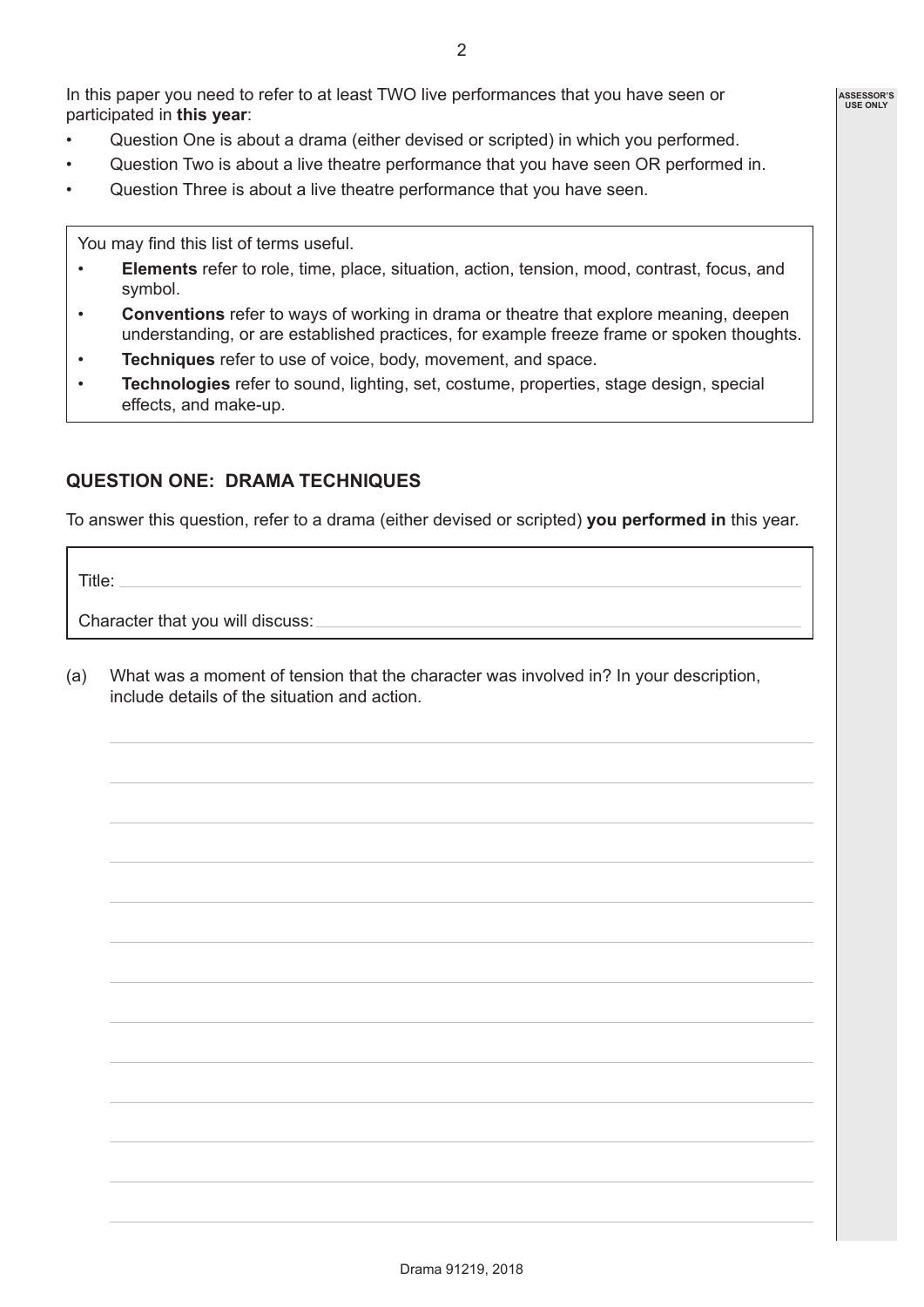In this paper you need to refer to at least TWO live performances that you have seen or participated in **this year**:

- Question One is about a drama (either devised or scripted) in which you performed.
- Question Two is about a live theatre performance that you have seen OR performed in.
- Question Three is about a live theatre performance that you have seen.

You may find this list of terms useful.

- **Elements** refer to role, time, place, situation, action, tension, mood, contrast, focus, and symbol.
- **Conventions** refer to ways of working in drama or theatre that explore meaning, deepen understanding, or are established practices, for example freeze frame or spoken thoughts.
- **Techniques** refer to use of voice, body, movement, and space.
- **Technologies** refer to sound, lighting, set, costume, properties, stage design, special effects, and make-up.

## QUESTION ONE: DRAMA TECHNIQUES

To answer this question, refer to a drama (either devised or scripted) **you performed in** this year.

Title: \_\_\_\_\_\_\_\_\_\_\_\_\_\_\_\_\_\_\_\_\_\_\_\_\_\_\_\_\_\_

Character that you will discuss: \_\_\_\_\_\_\_\_\_\_\_\_\_\_\_\_\_\_\_\_\_\_\_\_\_\_\_\_\_\_

(a) What was a moment of tension that the character was involved in? In your description, include details of the situation and action.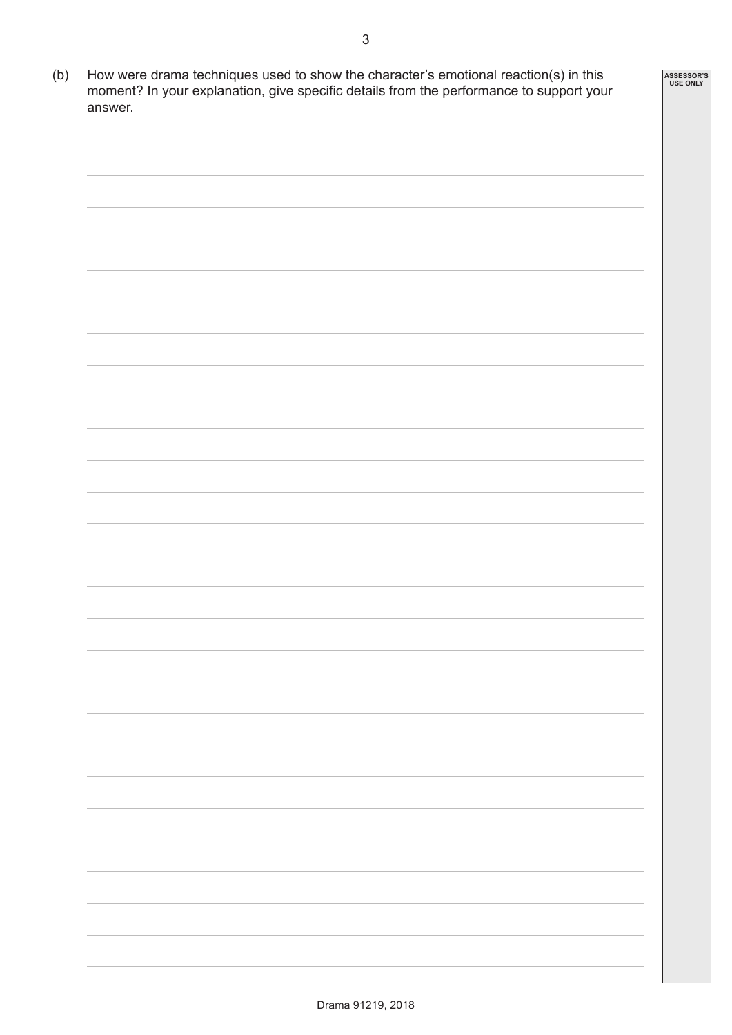(b) How were drama techniques used to show the character's emotional reaction(s) in this moment? In your explanation, give specific details from the performance to support your answer.

ASSESSOR'S USE ONLY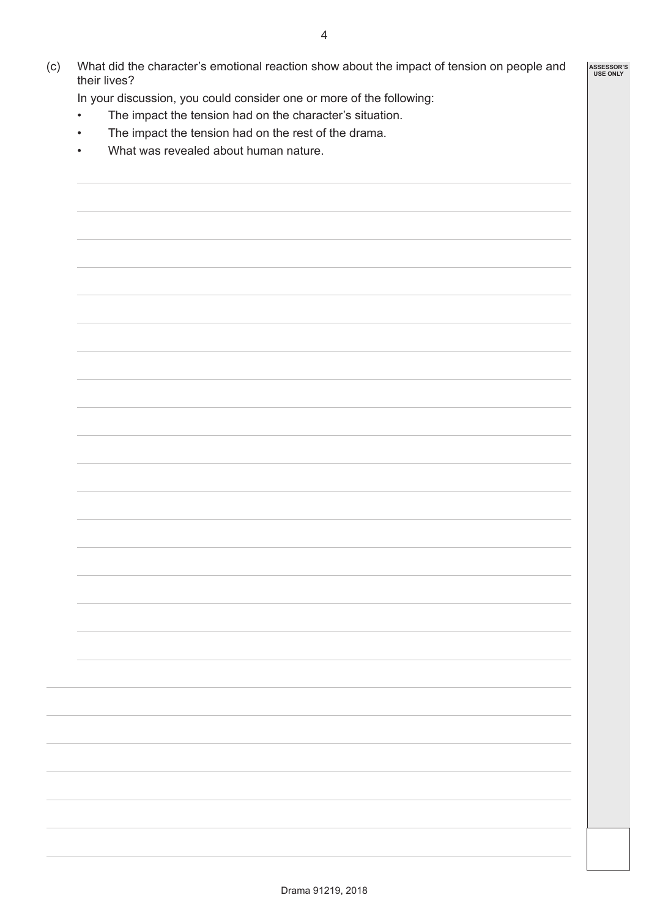(c) What did the character's emotional reaction show about the impact of tension on people and their lives?

In your discussion, you could consider one or more of the following:

- The impact the tension had on the character's situation.
- The impact the tension had on the rest of the drama.
- What was revealed about human nature.

ASSESSOR'S USE ONLY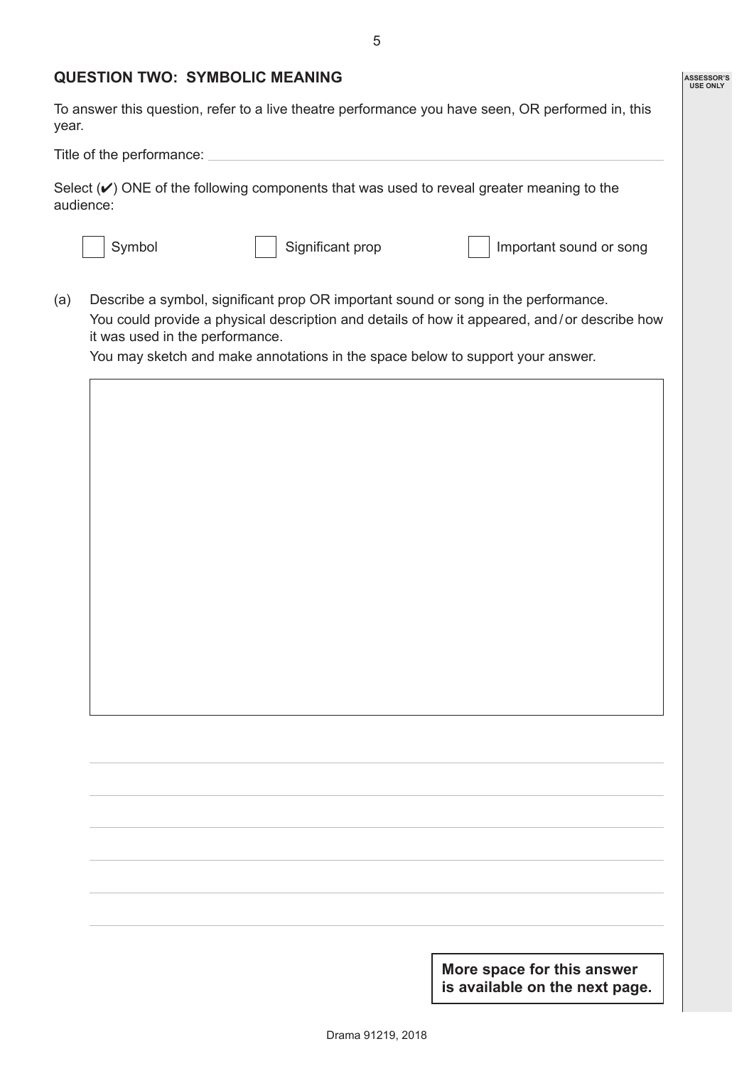## QUESTION TWO: SYMBOLIC MEANING

To answer this question, refer to a live theatre performance you have seen, OR performed in, this year.

Title of the performance: ______________________________

Select (✔) ONE of the following components that was used to reveal greater meaning to the audience:

☐ Symbol ☐ Significant prop ☐ Important sound or song

(a) Describe a symbol, significant prop OR important sound or song in the performance.

You could provide a physical description and details of how it appeared, and / or describe how it was used in the performance.

You may sketch and make annotations in the space below to support your answer.

**More space for this answer is available on the next page.**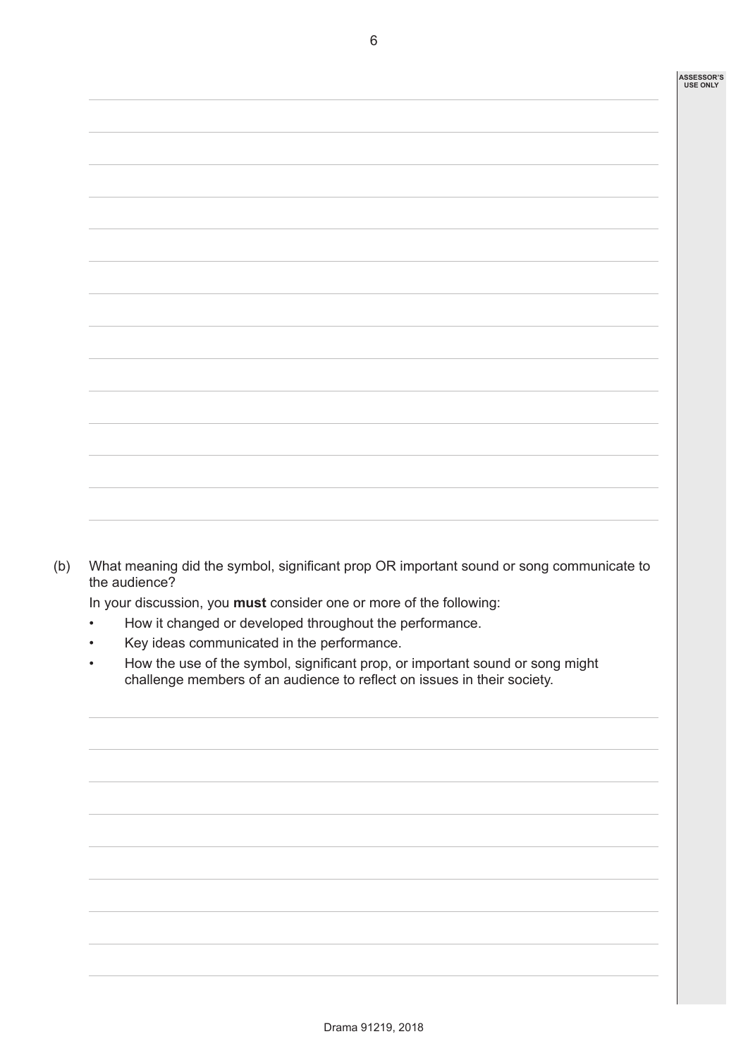(b) What meaning did the symbol, significant prop OR important sound or song communicate to the audience?

In your discussion, you **must** consider one or more of the following:

- How it changed or developed throughout the performance.
- Key ideas communicated in the performance.
- How the use of the symbol, significant prop, or important sound or song might challenge members of an audience to reflect on issues in their society.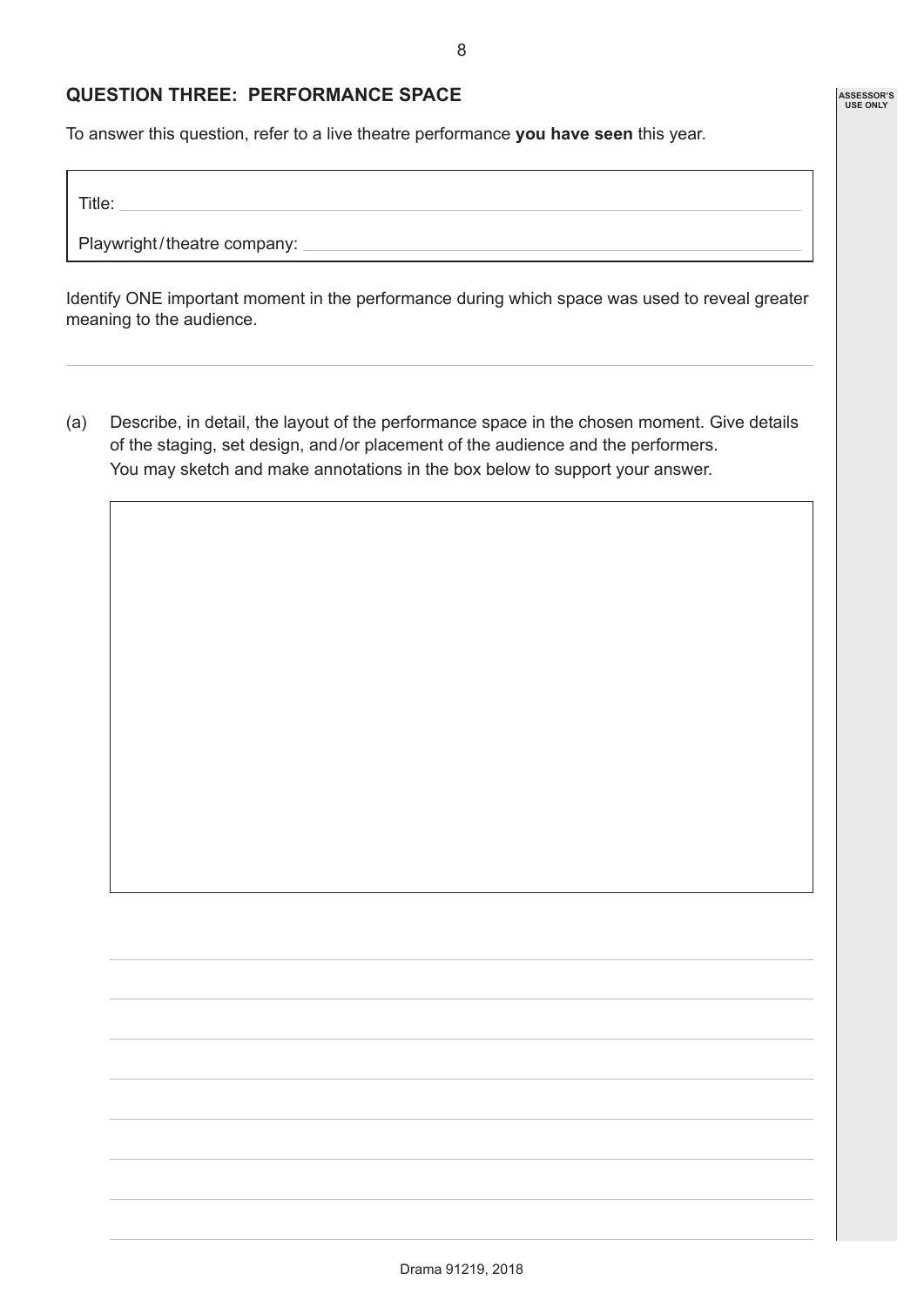## QUESTION THREE: PERFORMANCE SPACE

To answer this question, refer to a live theatre performance **you have seen** this year.

Title: 

Playwright/theatre company: 

Identify ONE important moment in the performance during which space was used to reveal greater meaning to the audience.

(a) Describe, in detail, the layout of the performance space in the chosen moment. Give details of the staging, set design, and/or placement of the audience and the performers.
You may sketch and make annotations in the box below to support your answer.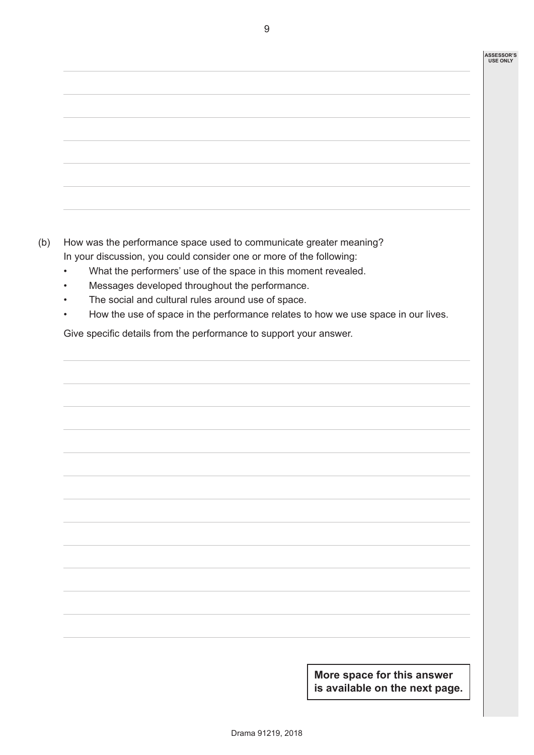(b) How was the performance space used to communicate greater meaning?
In your discussion, you could consider one or more of the following:

- What the performers' use of the space in this moment revealed.
- Messages developed throughout the performance.
- The social and cultural rules around use of space.
- How the use of space in the performance relates to how we use space in our lives.

Give specific details from the performance to support your answer.

**More space for this answer is available on the next page.**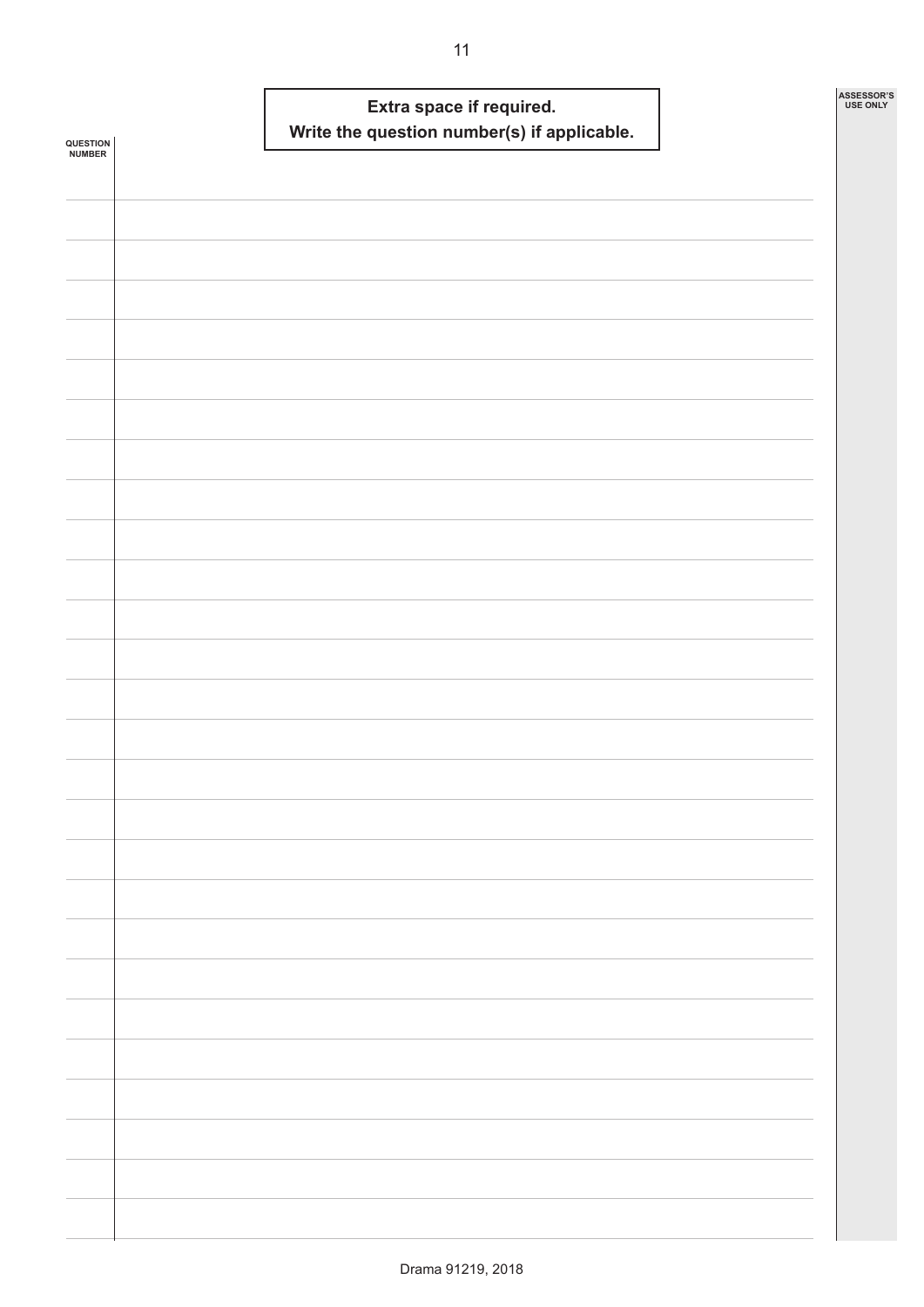**Extra space if required.**
**Write the question number(s) if applicable.**

QUESTION NUMBER

ASSESSOR'S USE ONLY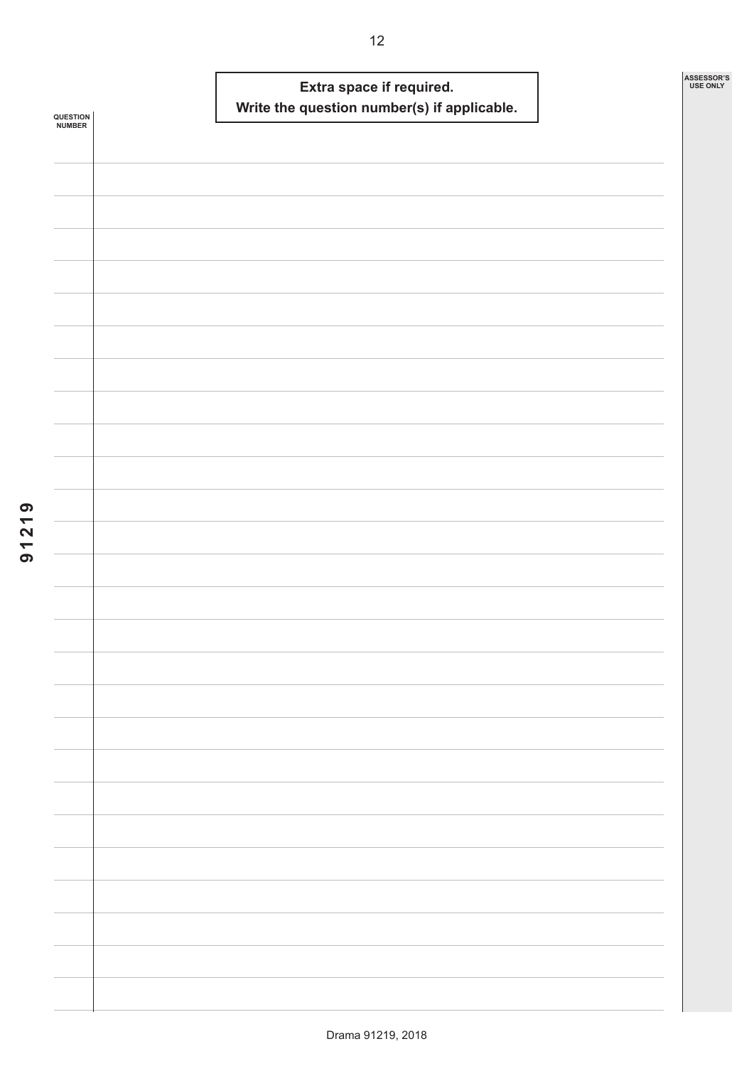**Extra space if required.**
**Write the question number(s) if applicable.**

QUESTION NUMBER

ASSESSOR'S USE ONLY